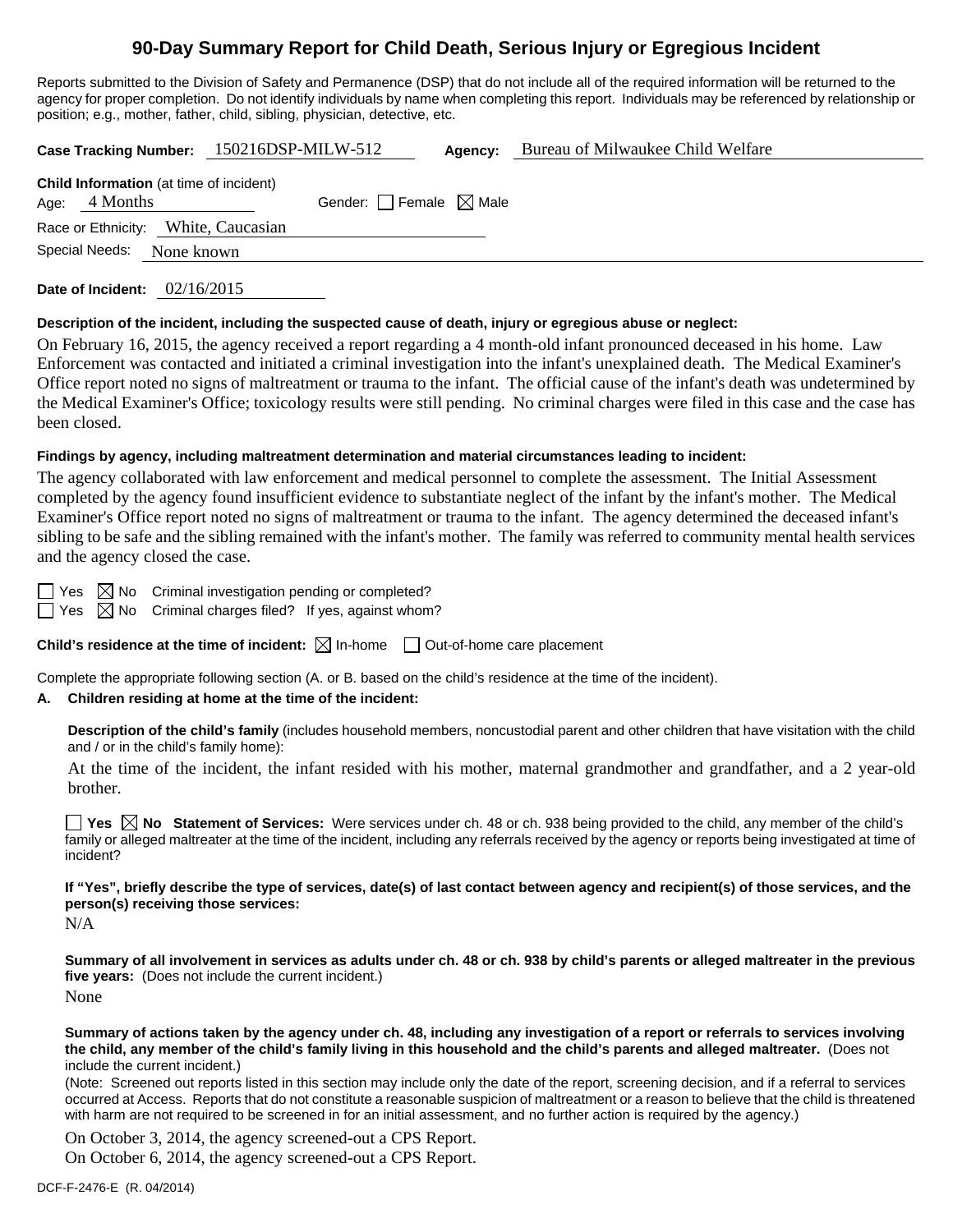# 90-Day Summary Report for Child Death, Serious Injury or Egregious Incident

Reports submitted to the Division of Safety and Permanence (DSP) that do not include all of the required information will be returned to the agency for proper completion. Do not identify individuals by name when completing this report. Individuals may be referenced by relationship or position; e.g., mother, father, child, sibling, physician, detective, etc.

**Case Tracking Number:** 150216DSP-MILW-512 **Agency:** Bureau of Milwaukee Child Welfare

**Child Information** (at time of incident)

Age: 4 Months Gender: ☐ Female ☒ Male

Race or Ethnicity: White, Caucasian

Special Needs: None known

**Date of Incident:** 02/16/2015

**Description of the incident, including the suspected cause of death, injury or egregious abuse or neglect:**

On February 16, 2015, the agency received a report regarding a 4 month-old infant pronounced deceased in his home. Law Enforcement was contacted and initiated a criminal investigation into the infant's unexplained death. The Medical Examiner's Office report noted no signs of maltreatment or trauma to the infant. The official cause of the infant's death was undetermined by the Medical Examiner's Office; toxicology results were still pending. No criminal charges were filed in this case and the case has been closed.

**Findings by agency, including maltreatment determination and material circumstances leading to incident:**

The agency collaborated with law enforcement and medical personnel to complete the assessment. The Initial Assessment completed by the agency found insufficient evidence to substantiate neglect of the infant by the infant's mother. The Medical Examiner's Office report noted no signs of maltreatment or trauma to the infant. The agency determined the deceased infant's sibling to be safe and the sibling remained with the infant's mother. The family was referred to community mental health services and the agency closed the case.

☐ Yes ☒ No Criminal investigation pending or completed?

☐ Yes ☒ No Criminal charges filed? If yes, against whom?

**Child's residence at the time of incident:** ☒ In-home ☐ Out-of-home care placement

Complete the appropriate following section (A. or B. based on the child's residence at the time of the incident).

**A. Children residing at home at the time of the incident:**

**Description of the child's family** (includes household members, noncustodial parent and other children that have visitation with the child and / or in the child's family home):

At the time of the incident, the infant resided with his mother, maternal grandmother and grandfather, and a 2 year-old brother.

☐ **Yes** ☒ **No Statement of Services:** Were services under ch. 48 or ch. 938 being provided to the child, any member of the child's family or alleged maltreater at the time of the incident, including any referrals received by the agency or reports being investigated at time of incident?

**If "Yes", briefly describe the type of services, date(s) of last contact between agency and recipient(s) of those services, and the person(s) receiving those services:**

N/A

**Summary of all involvement in services as adults under ch. 48 or ch. 938 by child's parents or alleged maltreater in the previous five years:** (Does not include the current incident.)

None

**Summary of actions taken by the agency under ch. 48, including any investigation of a report or referrals to services involving the child, any member of the child's family living in this household and the child's parents and alleged maltreater.** (Does not include the current incident.)

(Note: Screened out reports listed in this section may include only the date of the report, screening decision, and if a referral to services occurred at Access. Reports that do not constitute a reasonable suspicion of maltreatment or a reason to believe that the child is threatened with harm are not required to be screened in for an initial assessment, and no further action is required by the agency.)

On October 3, 2014, the agency screened-out a CPS Report.
On October 6, 2014, the agency screened-out a CPS Report.

DCF-F-2476-E (R. 04/2014)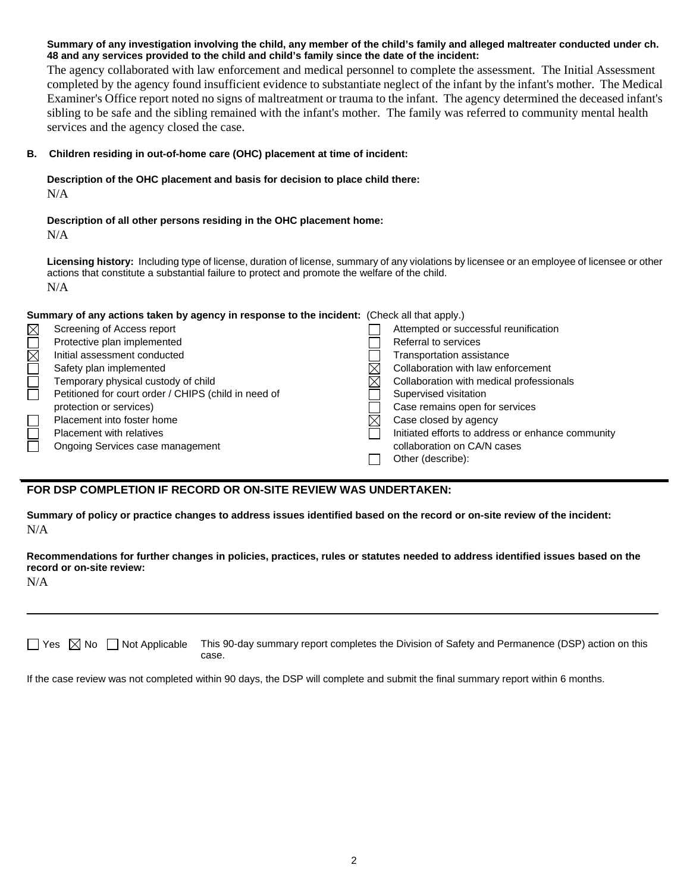**Summary of any investigation involving the child, any member of the child's family and alleged maltreater conducted under ch. 48 and any services provided to the child and child's family since the date of the incident:**

The agency collaborated with law enforcement and medical personnel to complete the assessment. The Initial Assessment completed by the agency found insufficient evidence to substantiate neglect of the infant by the infant's mother. The Medical Examiner's Office report noted no signs of maltreatment or trauma to the infant. The agency determined the deceased infant's sibling to be safe and the sibling remained with the infant's mother. The family was referred to community mental health services and the agency closed the case.

**B. Children residing in out-of-home care (OHC) placement at time of incident:**

**Description of the OHC placement and basis for decision to place child there:**

N/A

**Description of all other persons residing in the OHC placement home:**

N/A

**Licensing history:** Including type of license, duration of license, summary of any violations by licensee or an employee of licensee or other actions that constitute a substantial failure to protect and promote the welfare of the child.

N/A

**Summary of any actions taken by agency in response to the incident:** (Check all that apply.)

- [x] Screening of Access report
- [ ] Protective plan implemented
- [x] Initial assessment conducted
- [ ] Safety plan implemented
- [ ] Temporary physical custody of child
- [ ] Petitioned for court order / CHIPS (child in need of protection or services)
- [ ] Placement into foster home
- [ ] Placement with relatives
- [ ] Ongoing Services case management
- [ ] Attempted or successful reunification
- [ ] Referral to services
- [ ] Transportation assistance
- [x] Collaboration with law enforcement
- [x] Collaboration with medical professionals
- [ ] Supervised visitation
- [ ] Case remains open for services
- [x] Case closed by agency
- [ ] Initiated efforts to address or enhance community collaboration on CA/N cases
- [ ] Other (describe):

---

## FOR DSP COMPLETION IF RECORD OR ON-SITE REVIEW WAS UNDERTAKEN:

**Summary of policy or practice changes to address issues identified based on the record or on-site review of the incident:**

N/A

**Recommendations for further changes in policies, practices, rules or statutes needed to address identified issues based on the record or on-site review:**

N/A

---

☐ Yes ☒ No ☐ Not Applicable — This 90-day summary report completes the Division of Safety and Permanence (DSP) action on this case.

If the case review was not completed within 90 days, the DSP will complete and submit the final summary report within 6 months.